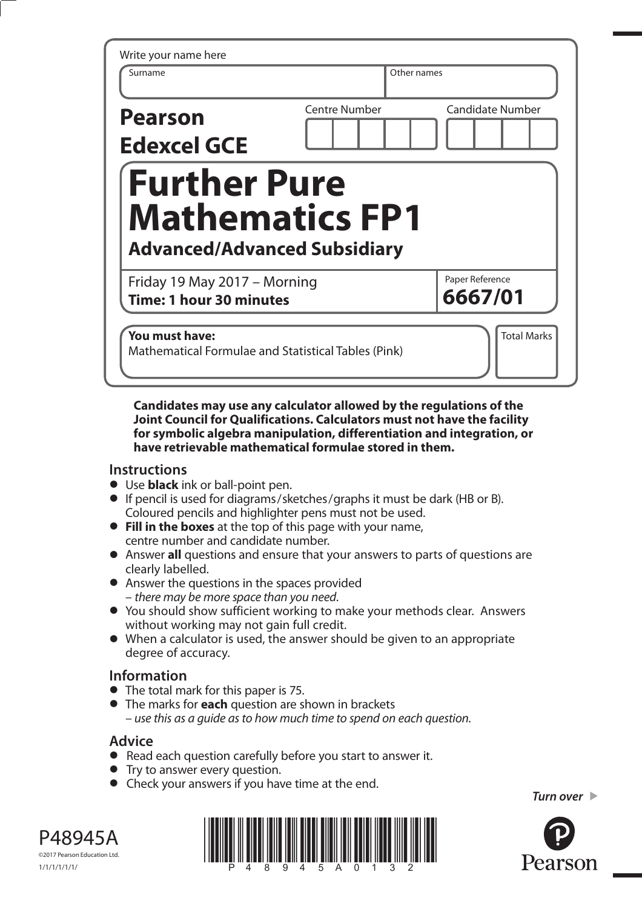Write your name here

| Surname | Other names |
| --- | --- |
| | |

**Pearson Edexcel GCE**

| Centre Number | Candidate Number |
| --- | --- |
| | |

# Further Pure Mathematics FP1

## Advanced/Advanced Subsidiary

Friday 19 May 2017 – Morning
**Time: 1 hour 30 minutes**

Paper Reference
**6667/01**

**You must have:**
Mathematical Formulae and Statistical Tables (Pink)

Total Marks

**Candidates may use any calculator allowed by the regulations of the Joint Council for Qualifications. Calculators must not have the facility for symbolic algebra manipulation, differentiation and integration, or have retrievable mathematical formulae stored in them.**

## Instructions

- Use **black** ink or ball-point pen.
- If pencil is used for diagrams/sketches/graphs it must be dark (HB or B). Coloured pencils and highlighter pens must not be used.
- **Fill in the boxes** at the top of this page with your name, centre number and candidate number.
- Answer **all** questions and ensure that your answers to parts of questions are clearly labelled.
- Answer the questions in the spaces provided – *there may be more space than you need.*
- You should show sufficient working to make your methods clear. Answers without working may not gain full credit.
- When a calculator is used, the answer should be given to an appropriate degree of accuracy.

## Information

- The total mark for this paper is 75.
- The marks for **each** question are shown in brackets – *use this as a guide as to how much time to spend on each question.*

## Advice

- Read each question carefully before you start to answer it.
- Try to answer every question.
- Check your answers if you have time at the end.

*Turn over*

P48945A

©2017 Pearson Education Ltd.

1/1/1/1/1/1/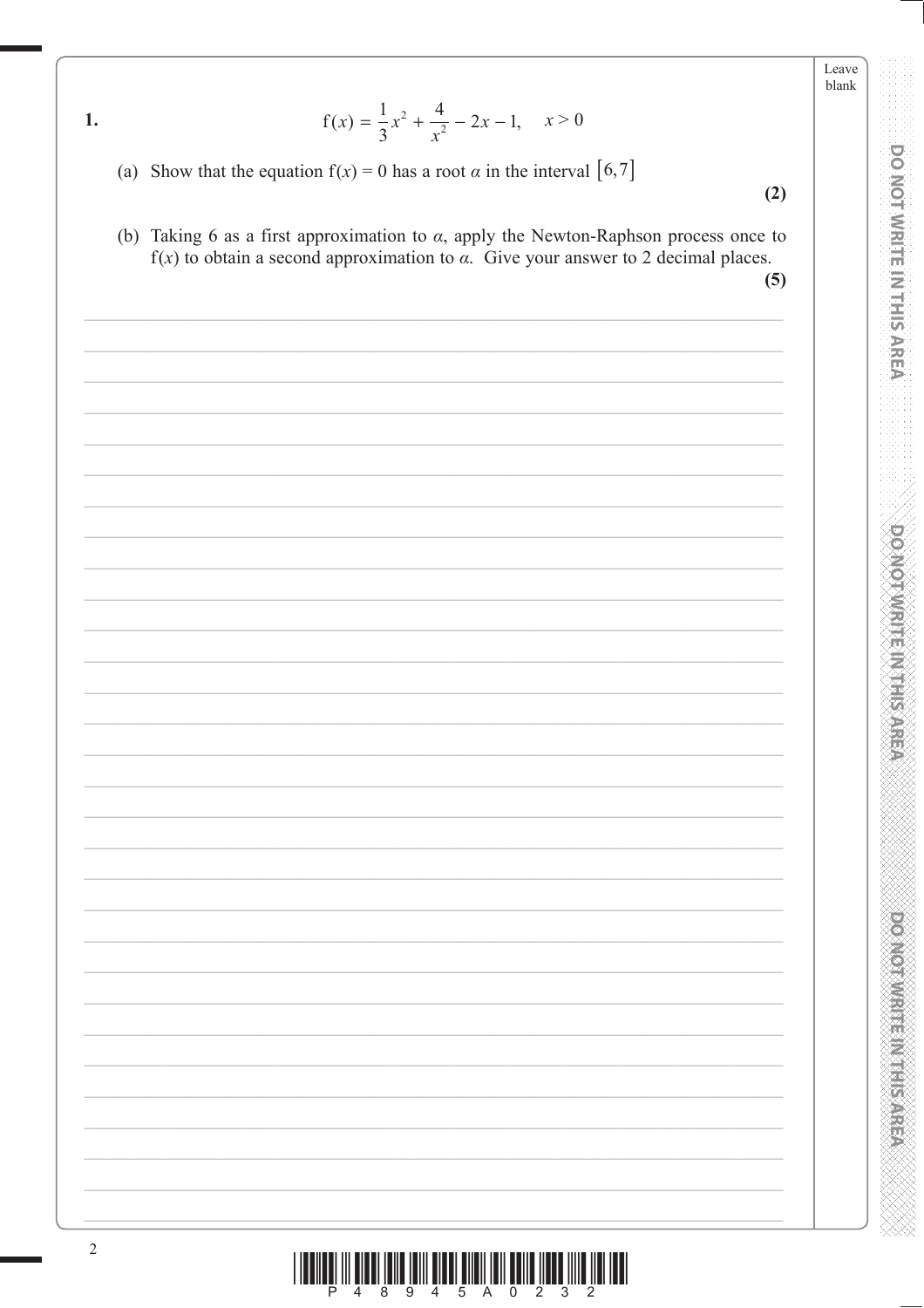**1.**

$$f(x) = \frac{1}{3}x^2 + \frac{4}{x^2} - 2x - 1, \quad x > 0$$

(a) Show that the equation $f(x) = 0$ has a root $\alpha$ in the interval $[6,7]$

**(2)**

(b) Taking 6 as a first approximation to $\alpha$, apply the Newton-Raphson process once to $f(x)$ to obtain a second approximation to $\alpha$. Give your answer to 2 decimal places.

**(5)**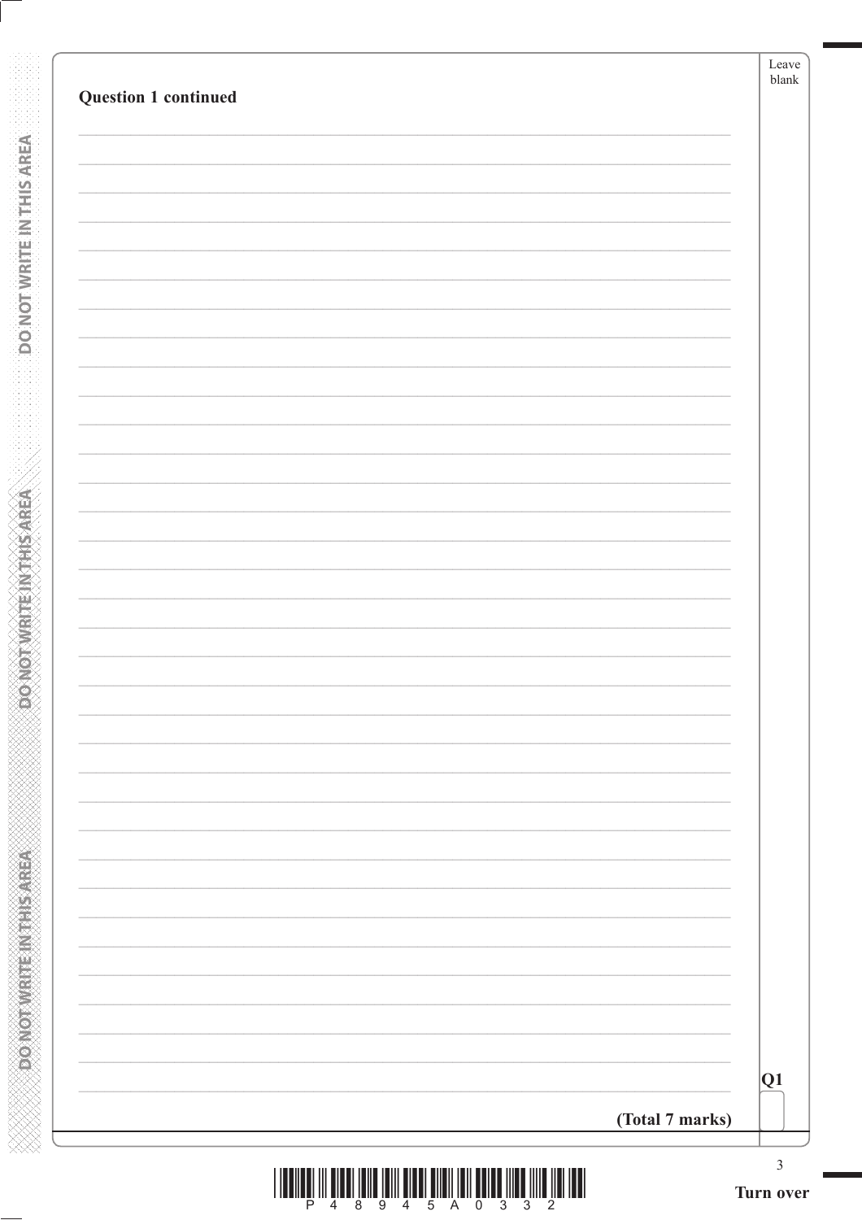**Question 1 continued**

**(Total 7 marks)**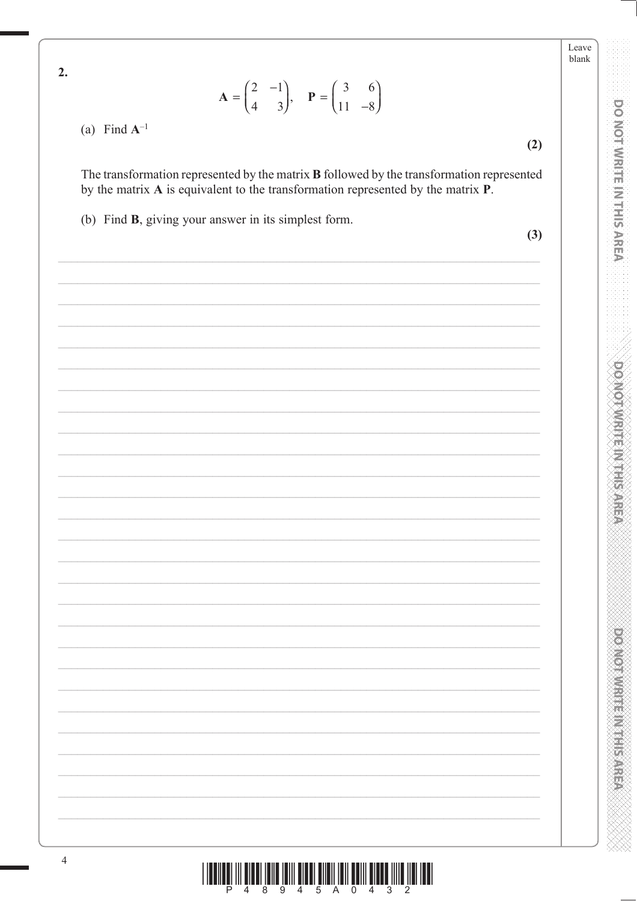**2.**

$$\mathbf{A} = \begin{pmatrix} 2 & -1 \\ 4 & 3 \end{pmatrix}, \quad \mathbf{P} = \begin{pmatrix} 3 & 6 \\ 11 & -8 \end{pmatrix}$$

(a) Find $\mathbf{A}^{-1}$

**(2)**

The transformation represented by the matrix **B** followed by the transformation represented by the matrix **A** is equivalent to the transformation represented by the matrix **P**.

(b) Find **B**, giving your answer in its simplest form.

**(3)**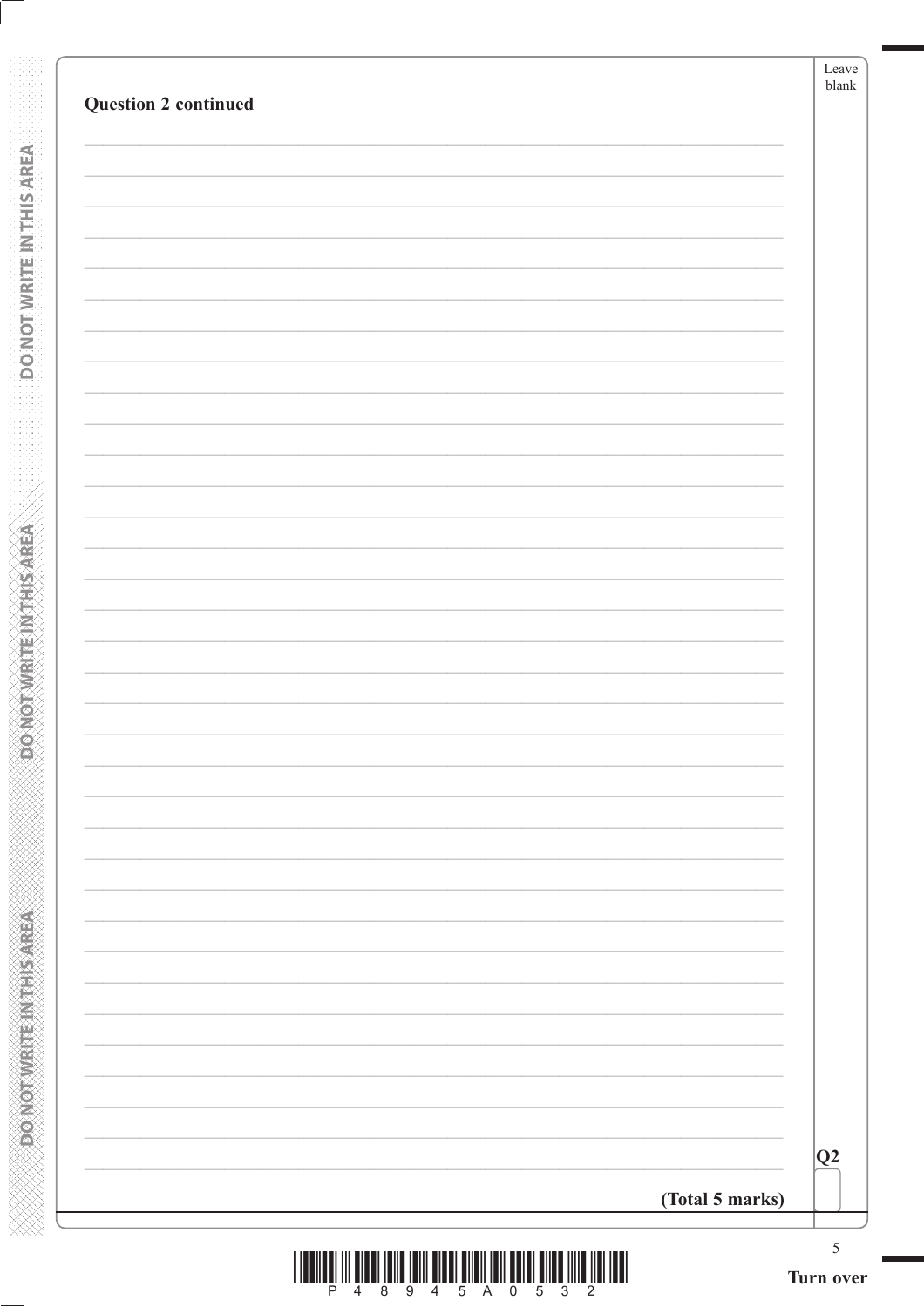**Question 2 continued**

**(Total 5 marks)**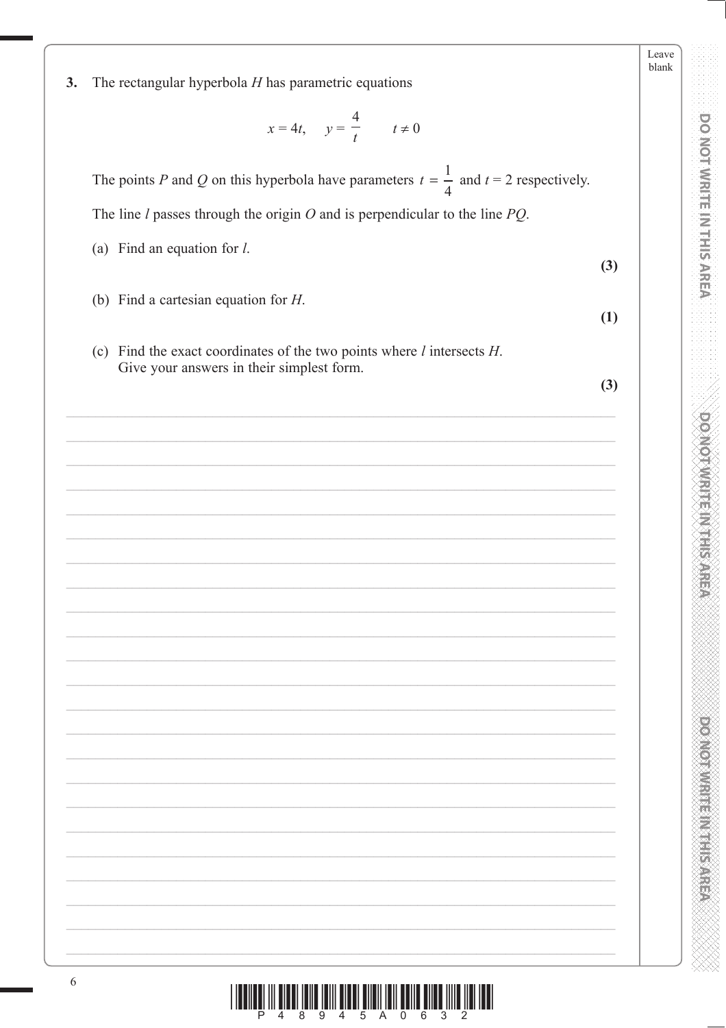**3.** The rectangular hyperbola $H$ has parametric equations

$$x = 4t, \quad y = \frac{4}{t} \qquad t \neq 0$$

The points $P$ and $Q$ on this hyperbola have parameters $t = \frac{1}{4}$ and $t = 2$ respectively.

The line $l$ passes through the origin $O$ and is perpendicular to the line $PQ$.

(a) Find an equation for $l$.

**(3)**

(b) Find a cartesian equation for $H$.

**(1)**

(c) Find the exact coordinates of the two points where $l$ intersects $H$.
Give your answers in their simplest form.

**(3)**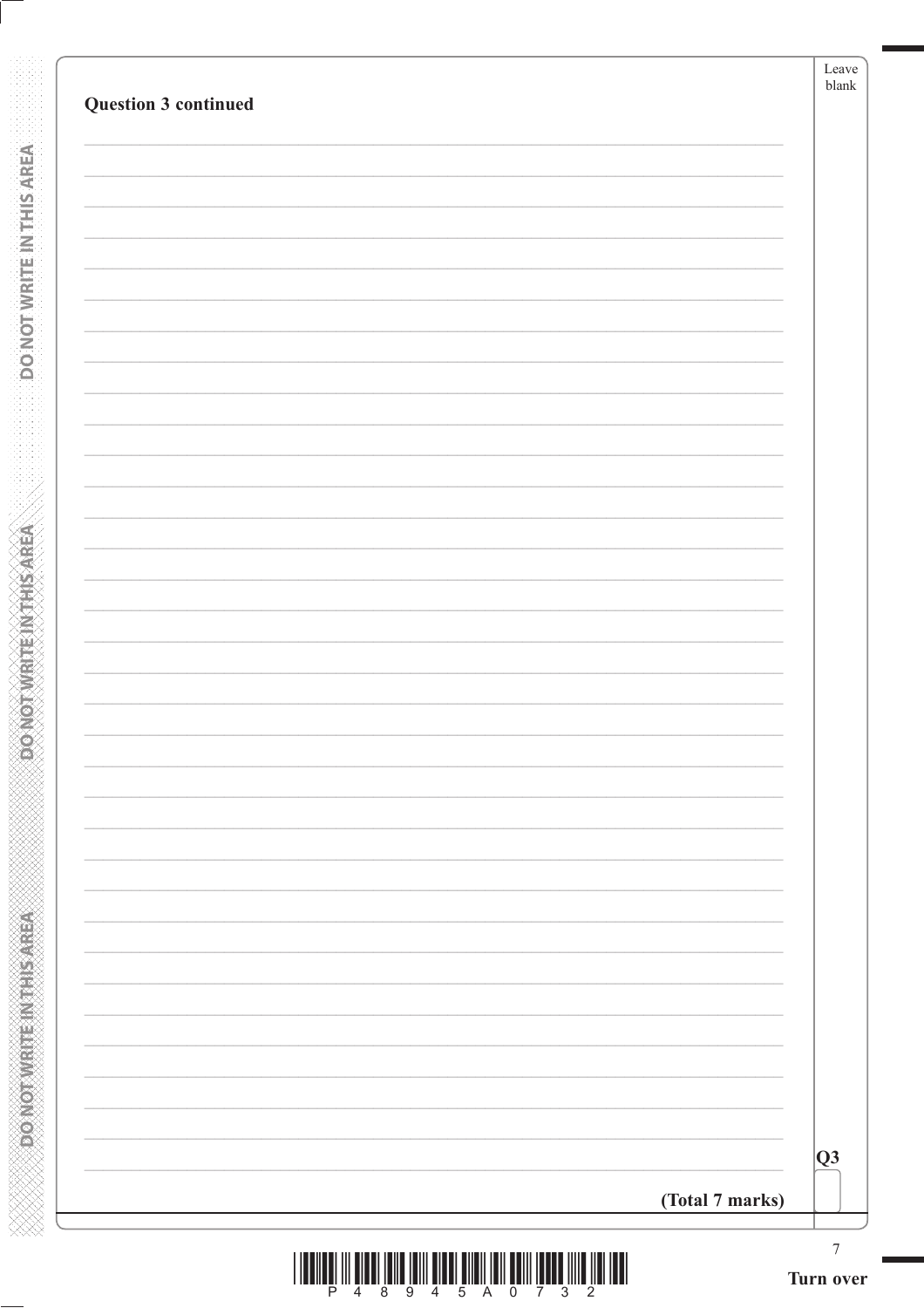**Question 3 continued**

**(Total 7 marks)**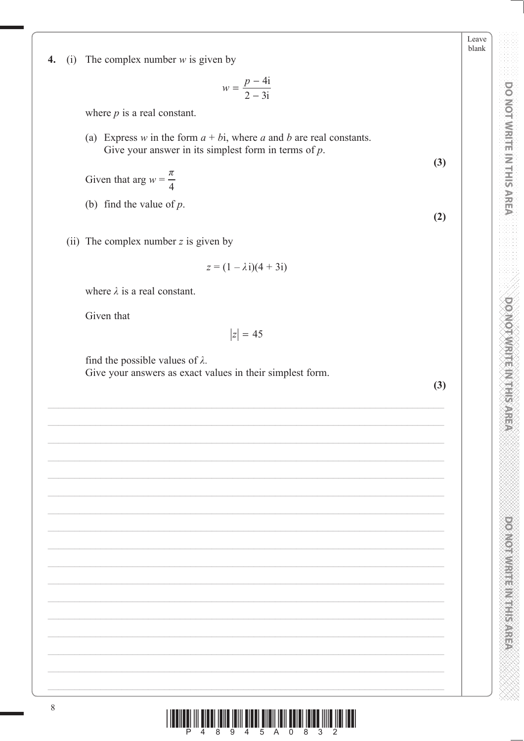**4.** (i) The complex number $w$ is given by

$$w = \frac{p - 4\text{i}}{2 - 3\text{i}}$$

where $p$ is a real constant.

(a) Express $w$ in the form $a + b\text{i}$, where $a$ and $b$ are real constants.
Give your answer in its simplest form in terms of $p$.

**(3)**

Given that $\arg w = \dfrac{\pi}{4}$

(b) find the value of $p$.

**(2)**

(ii) The complex number $z$ is given by

$$z = (1 - \lambda\text{i})(4 + 3\text{i})$$

where $\lambda$ is a real constant.

Given that

$$|z| = 45$$

find the possible values of $\lambda$.
Give your answers as exact values in their simplest form.

**(3)**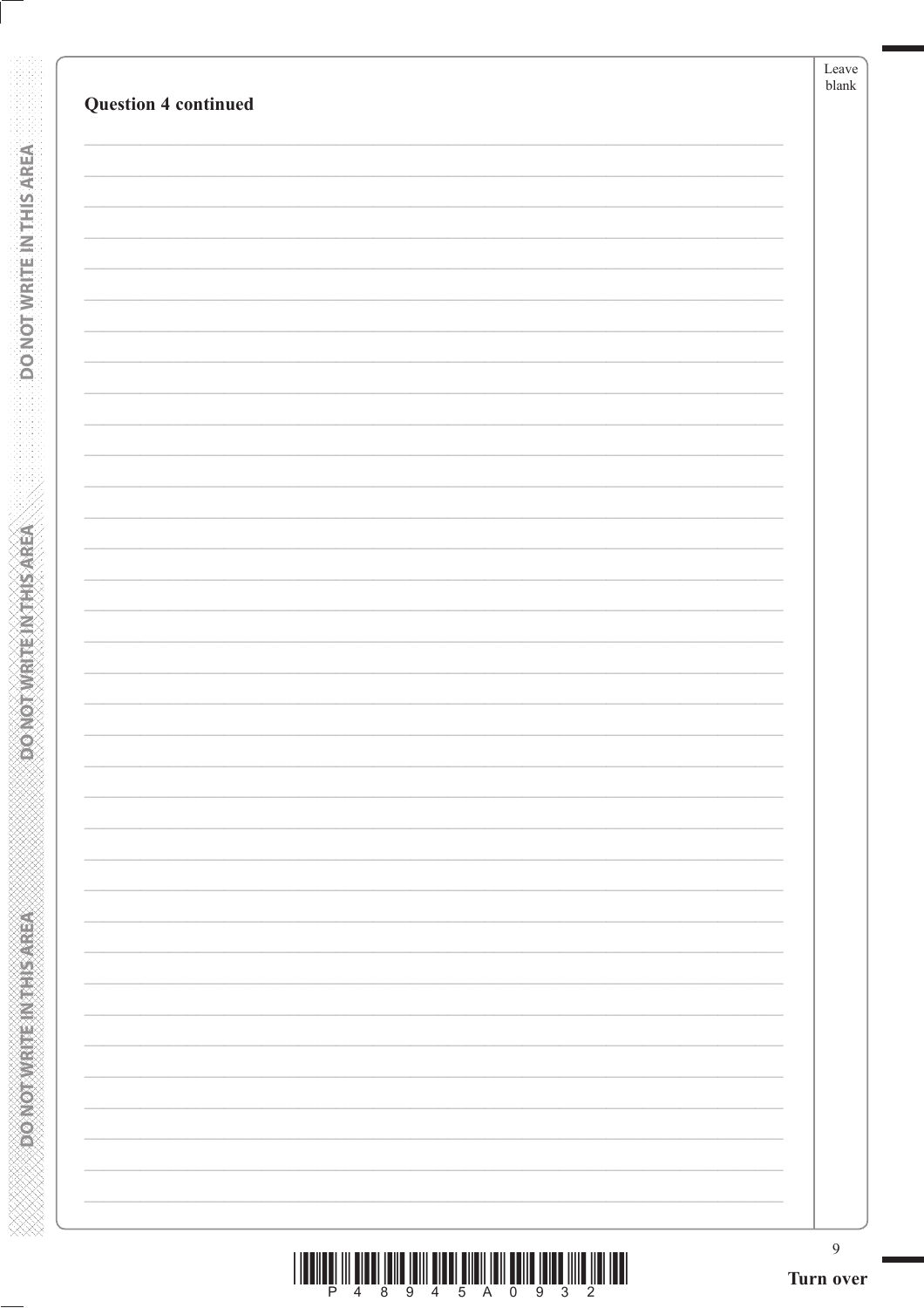**Question 4 continued**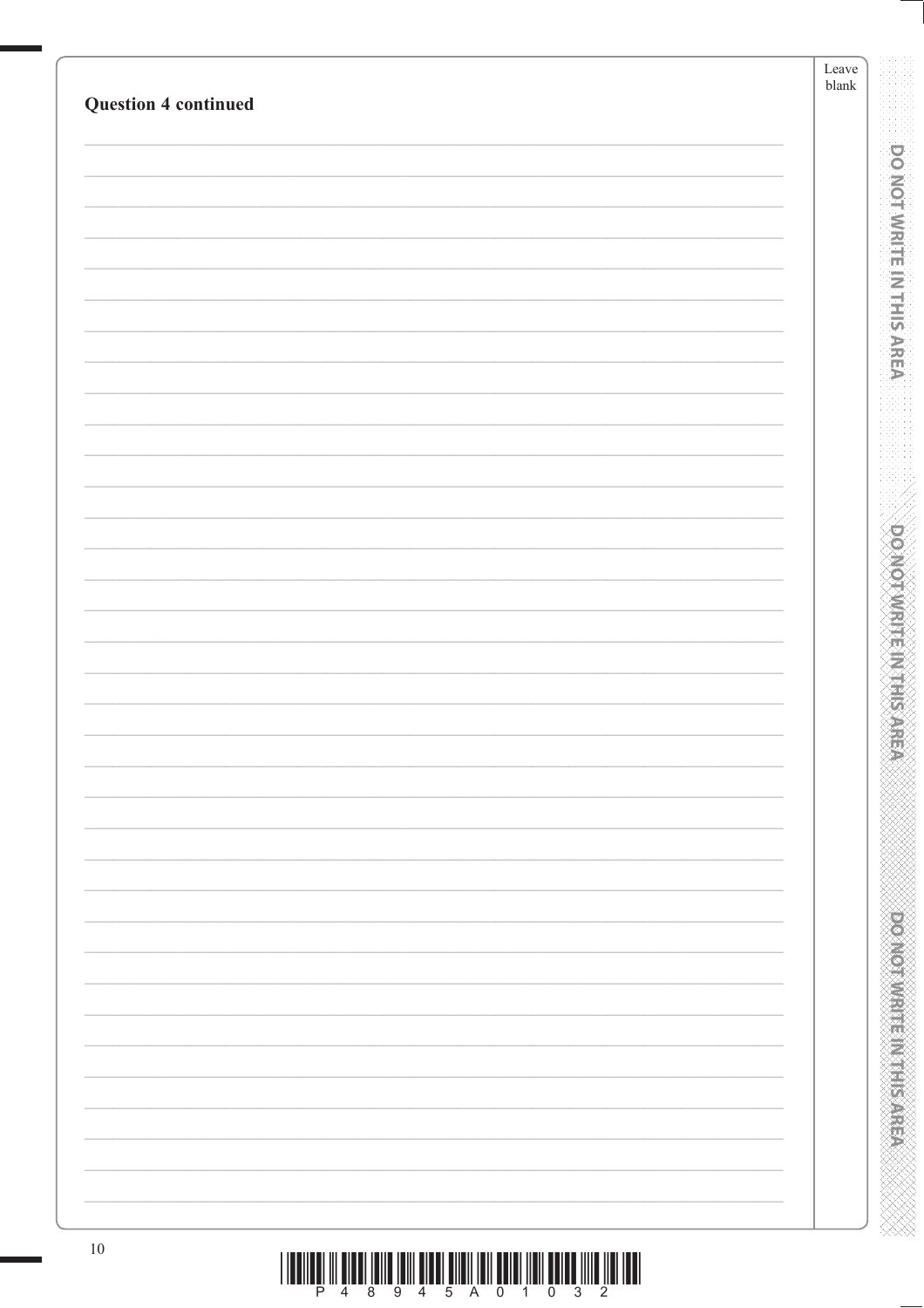**Question 4 continued**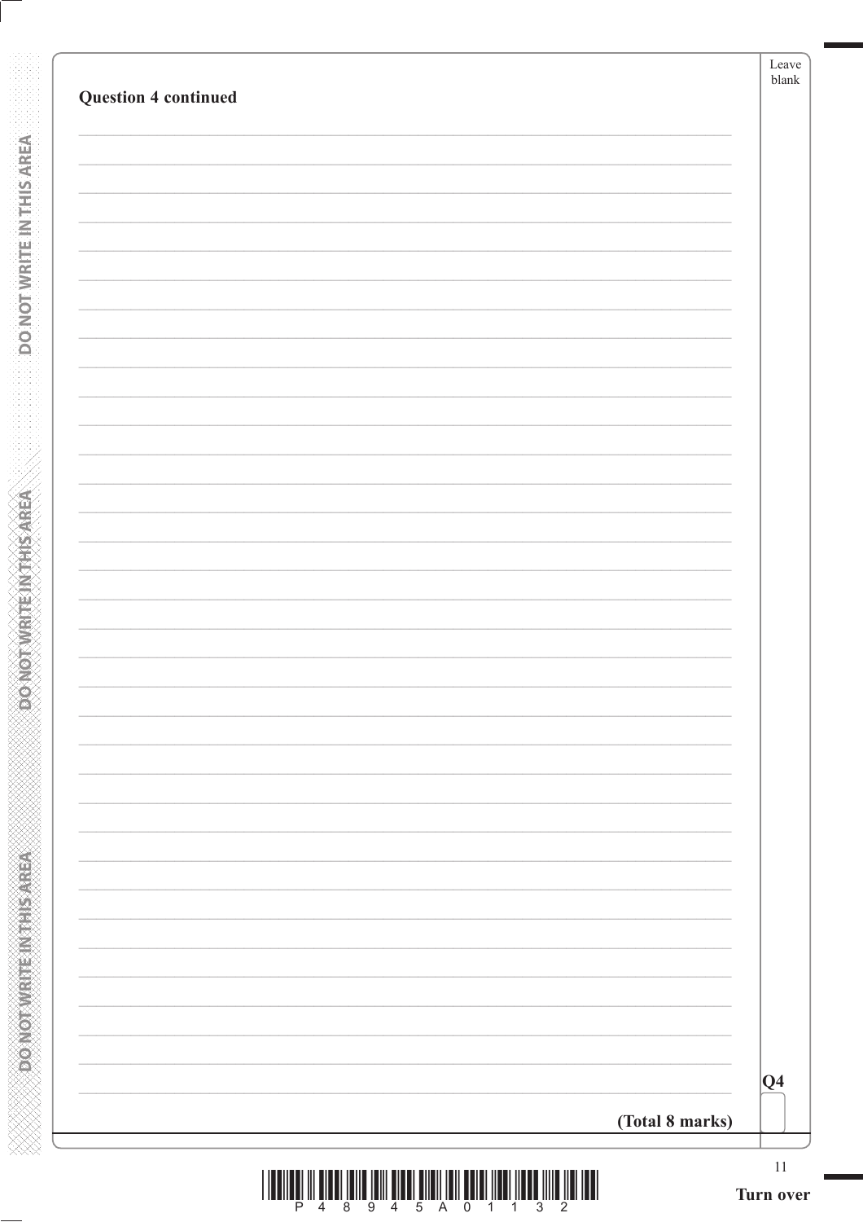**Question 4 continued**

Q4

**(Total 8 marks)**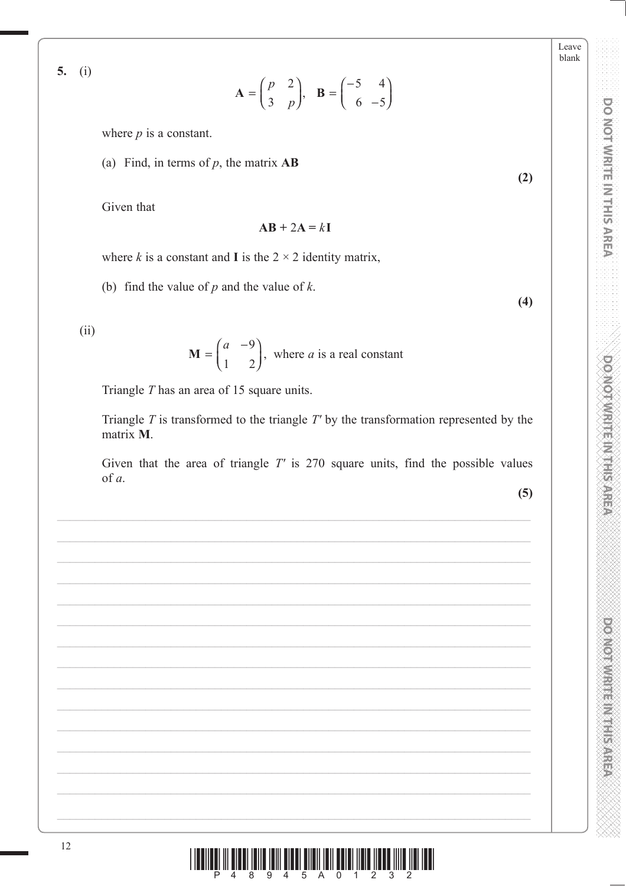**5.** (i)

$$\mathbf{A} = \begin{pmatrix} p & 2 \\ 3 & p \end{pmatrix}, \quad \mathbf{B} = \begin{pmatrix} -5 & 4 \\ 6 & -5 \end{pmatrix}$$

where $p$ is a constant.

(a) Find, in terms of $p$, the matrix **AB**

**(2)**

Given that

$$\mathbf{AB} + 2\mathbf{A} = k\mathbf{I}$$

where $k$ is a constant and **I** is the $2 \times 2$ identity matrix,

(b) find the value of $p$ and the value of $k$.

**(4)**

(ii)

$$\mathbf{M} = \begin{pmatrix} a & -9 \\ 1 & 2 \end{pmatrix}, \text{ where } a \text{ is a real constant}$$

Triangle $T$ has an area of 15 square units.

Triangle $T$ is transformed to the triangle $T'$ by the transformation represented by the matrix **M**.

Given that the area of triangle $T'$ is 270 square units, find the possible values of $a$.

**(5)**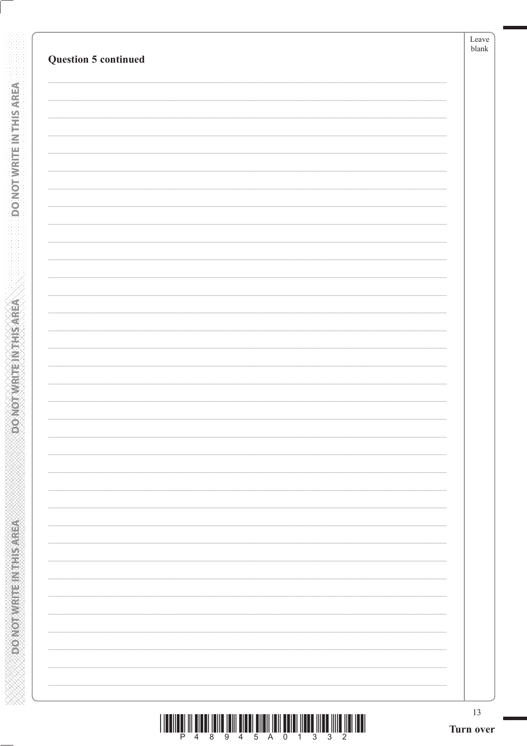**Question 5 continued**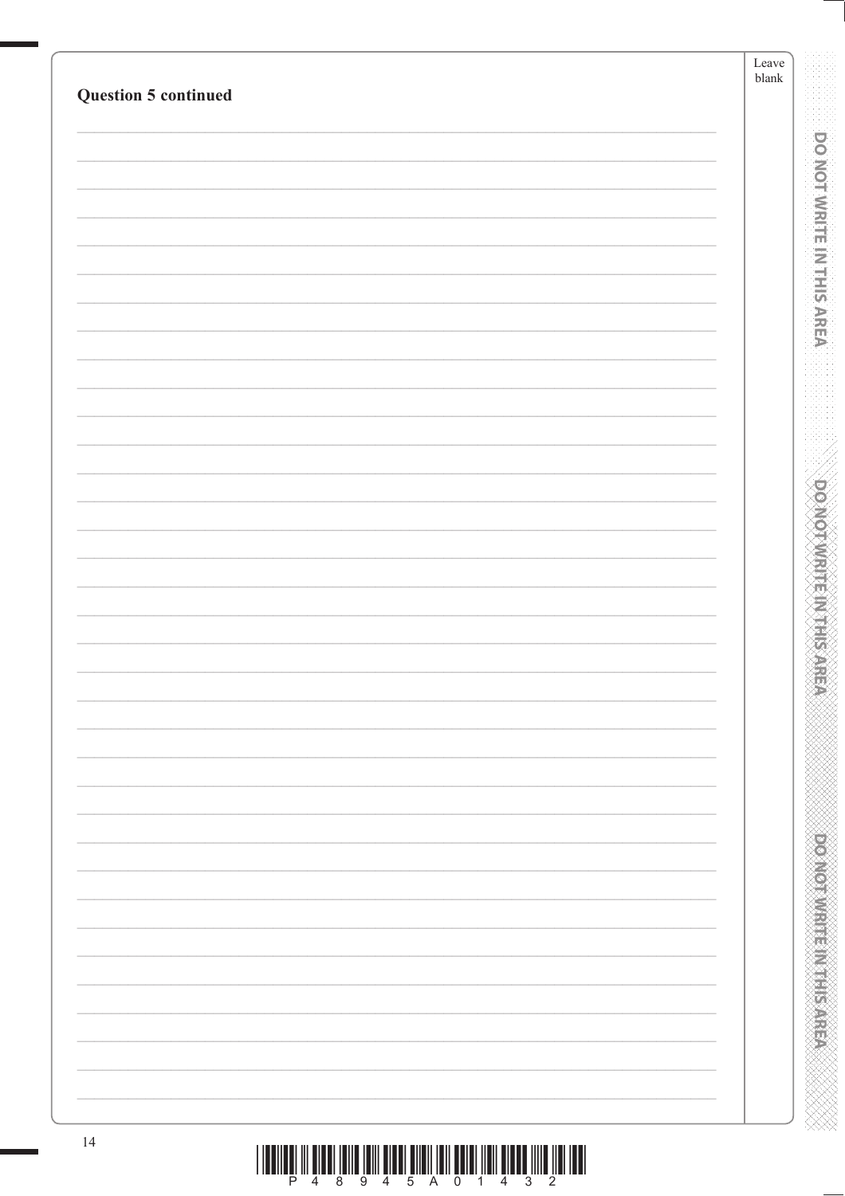**Question 5 continued**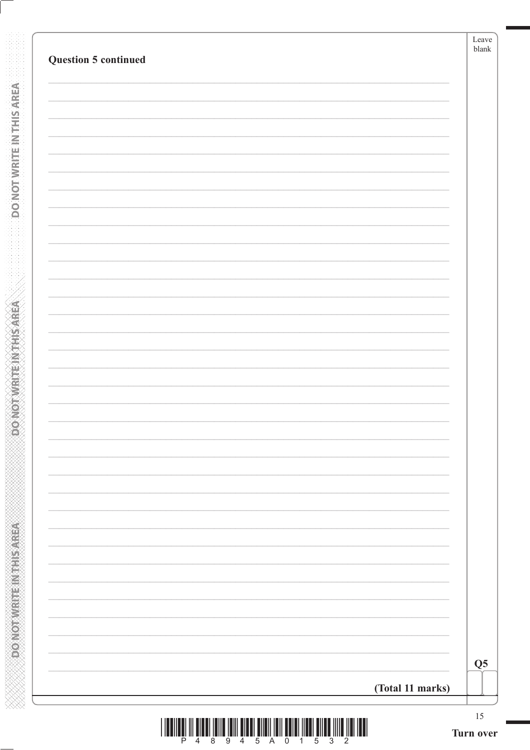**Question 5 continued**

**(Total 11 marks)**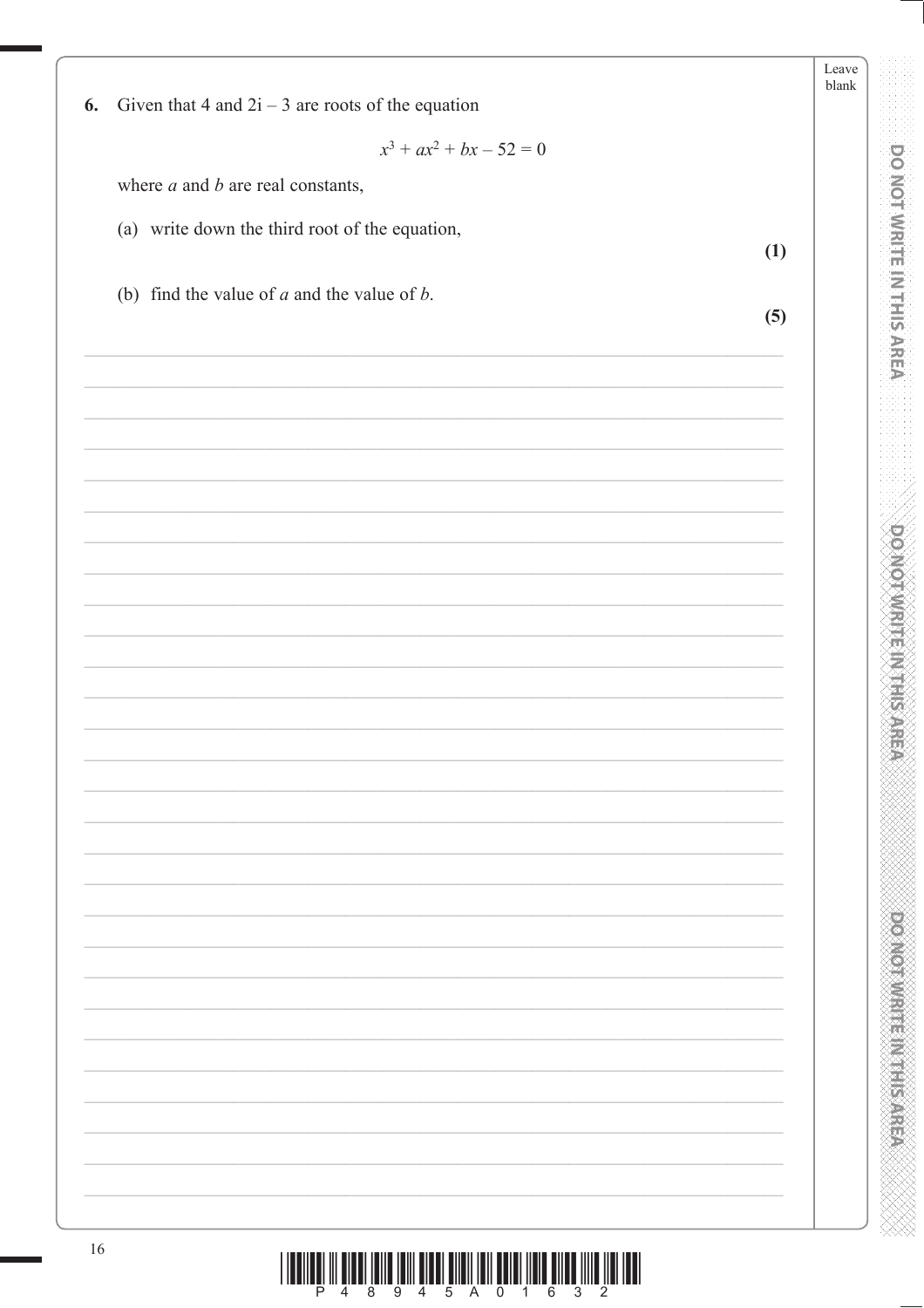**6.** Given that 4 and $2i - 3$ are roots of the equation

$$x^3 + ax^2 + bx - 52 = 0$$

where $a$ and $b$ are real constants,

(a) write down the third root of the equation,

**(1)**

(b) find the value of $a$ and the value of $b$.

**(5)**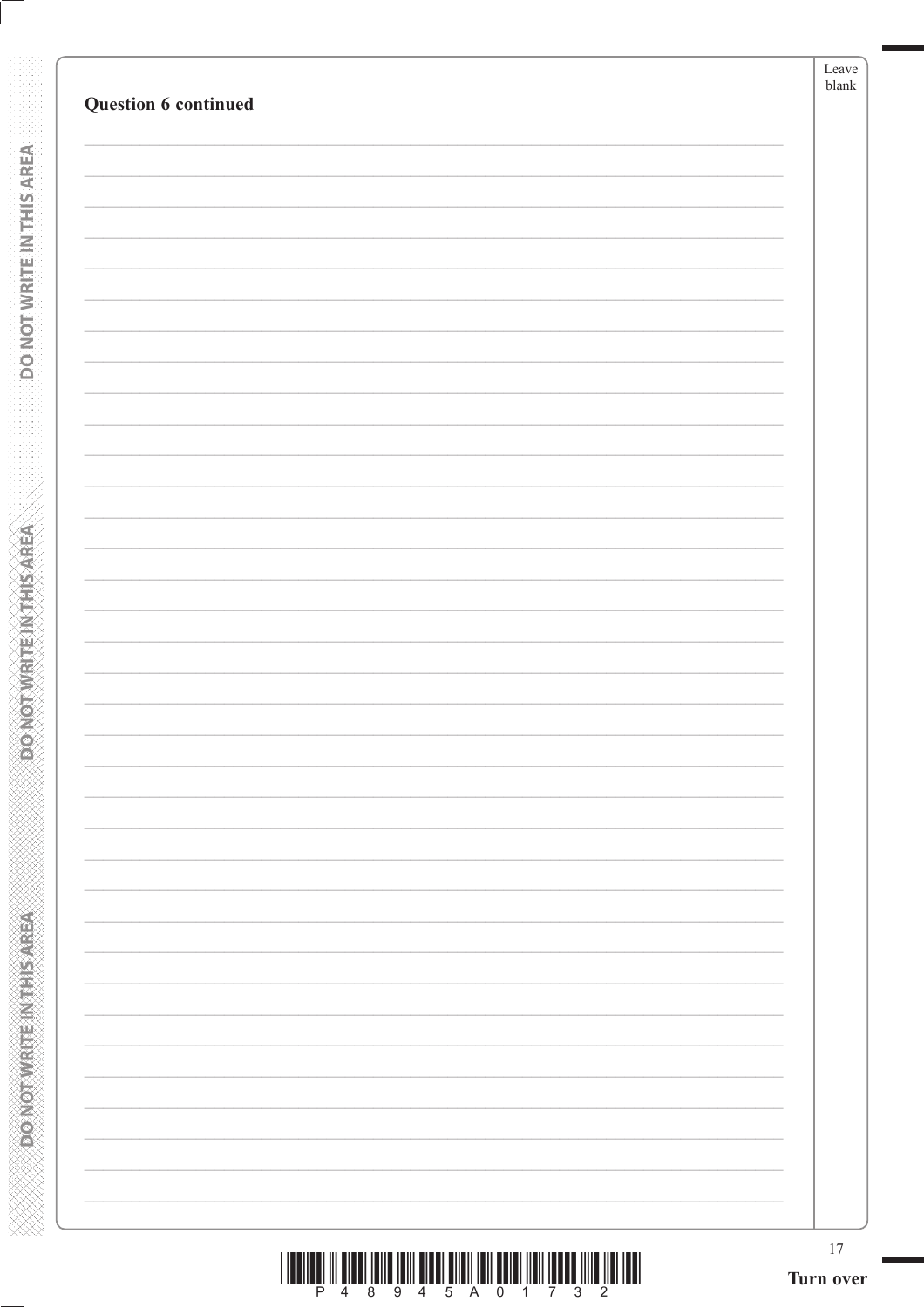**Question 6 continued**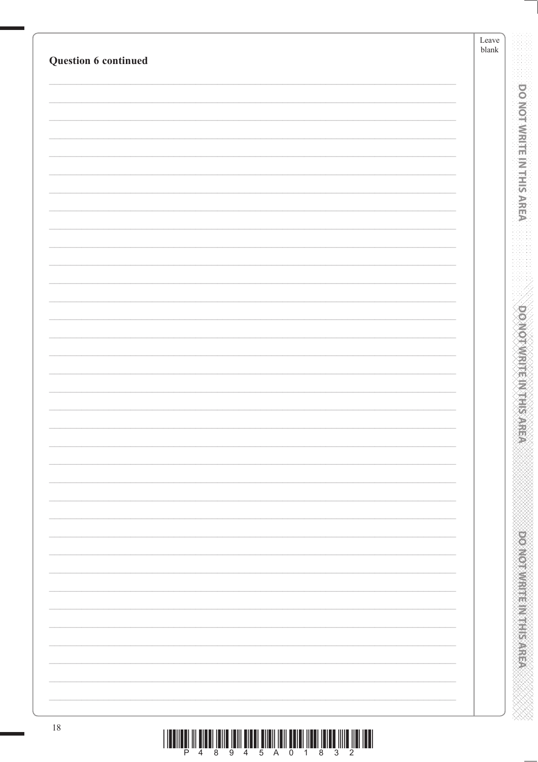**Question 6 continued**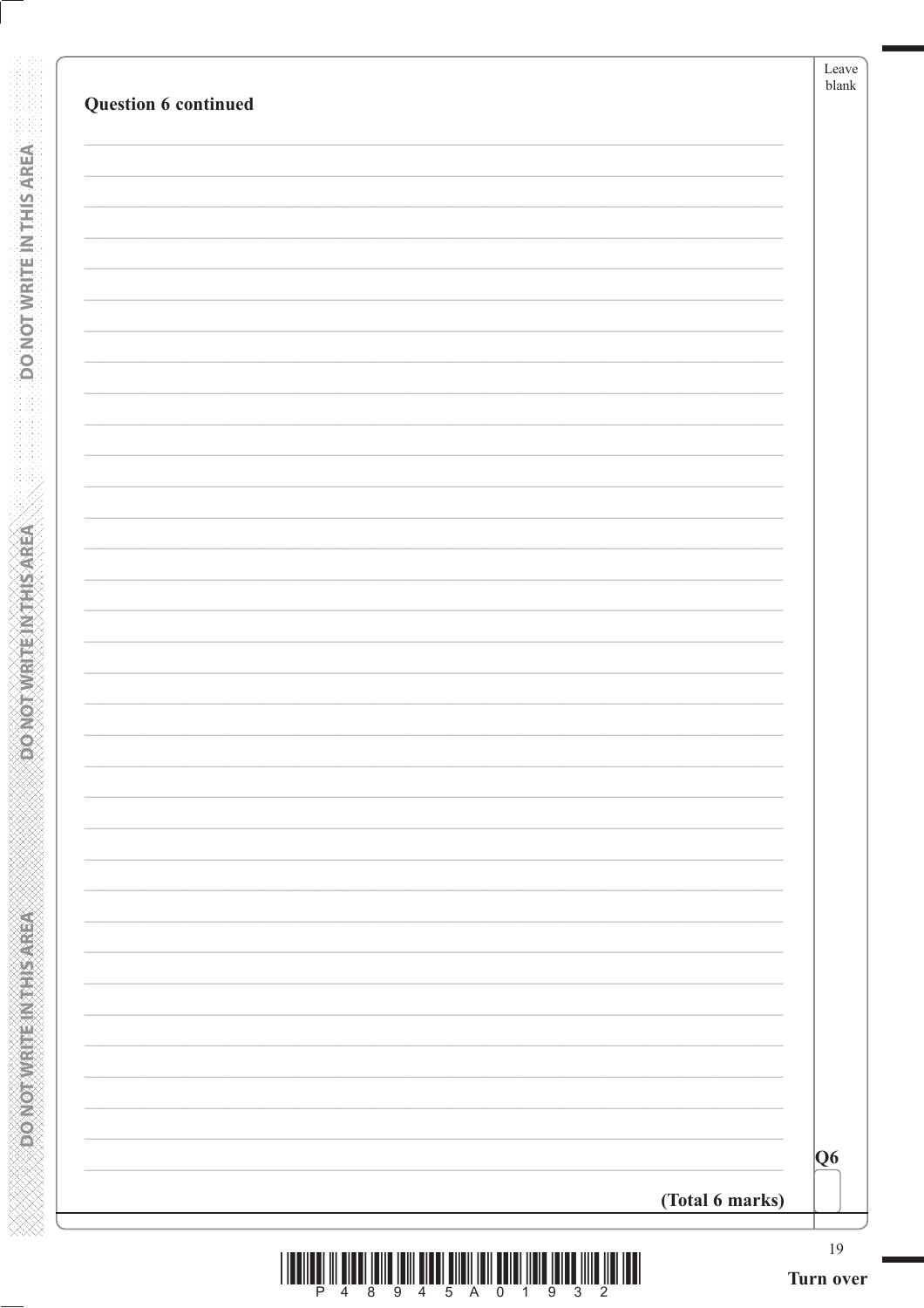**Question 6 continued**

**(Total 6 marks)**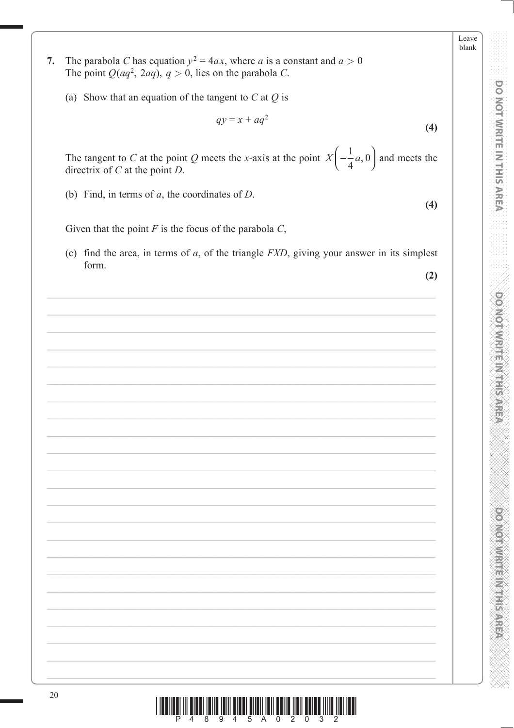**7.** The parabola $C$ has equation $y^2 = 4ax$, where $a$ is a constant and $a > 0$
The point $Q(aq^2, 2aq)$, $q > 0$, lies on the parabola $C$.

(a) Show that an equation of the tangent to $C$ at $Q$ is

$$qy = x + aq^2$$

**(4)**

The tangent to $C$ at the point $Q$ meets the $x$-axis at the point $X\left(-\frac{1}{4}a, 0\right)$ and meets the directrix of $C$ at the point $D$.

(b) Find, in terms of $a$, the coordinates of $D$.

**(4)**

Given that the point $F$ is the focus of the parabola $C$,

(c) find the area, in terms of $a$, of the triangle $FXD$, giving your answer in its simplest form.

**(2)**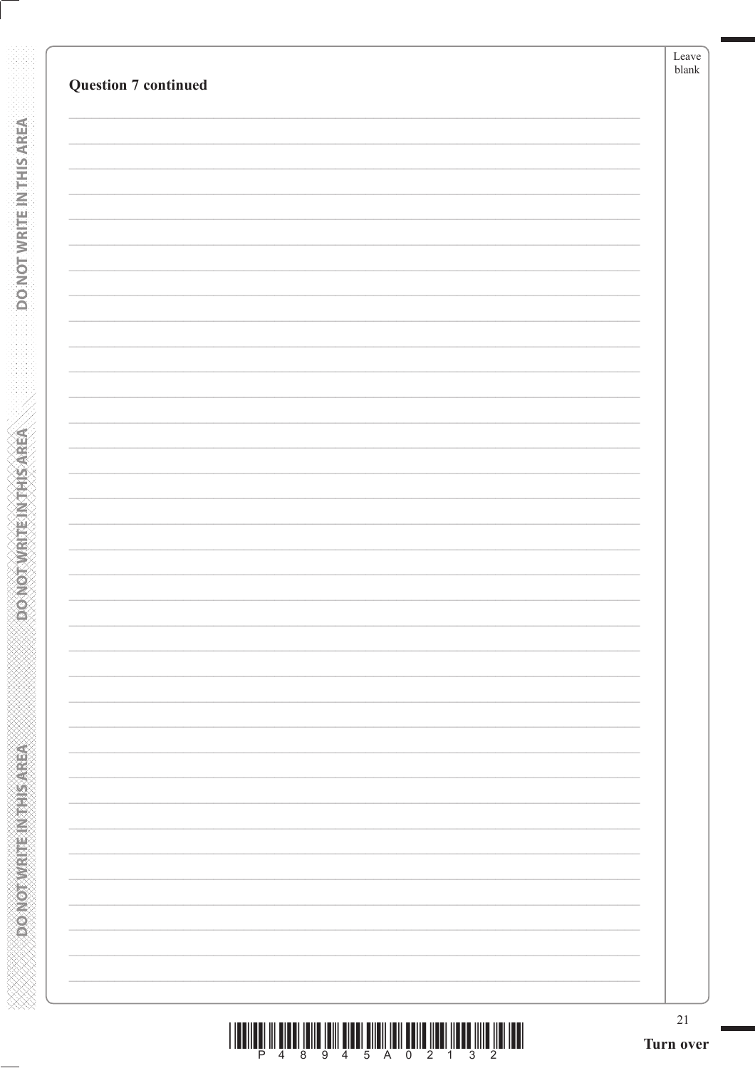**Question 7 continued**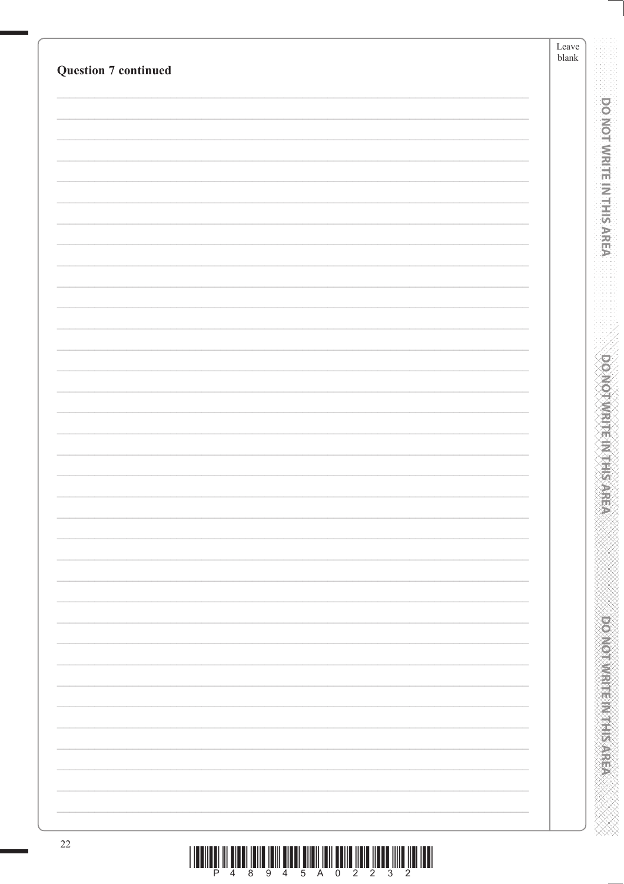**Question 7 continued**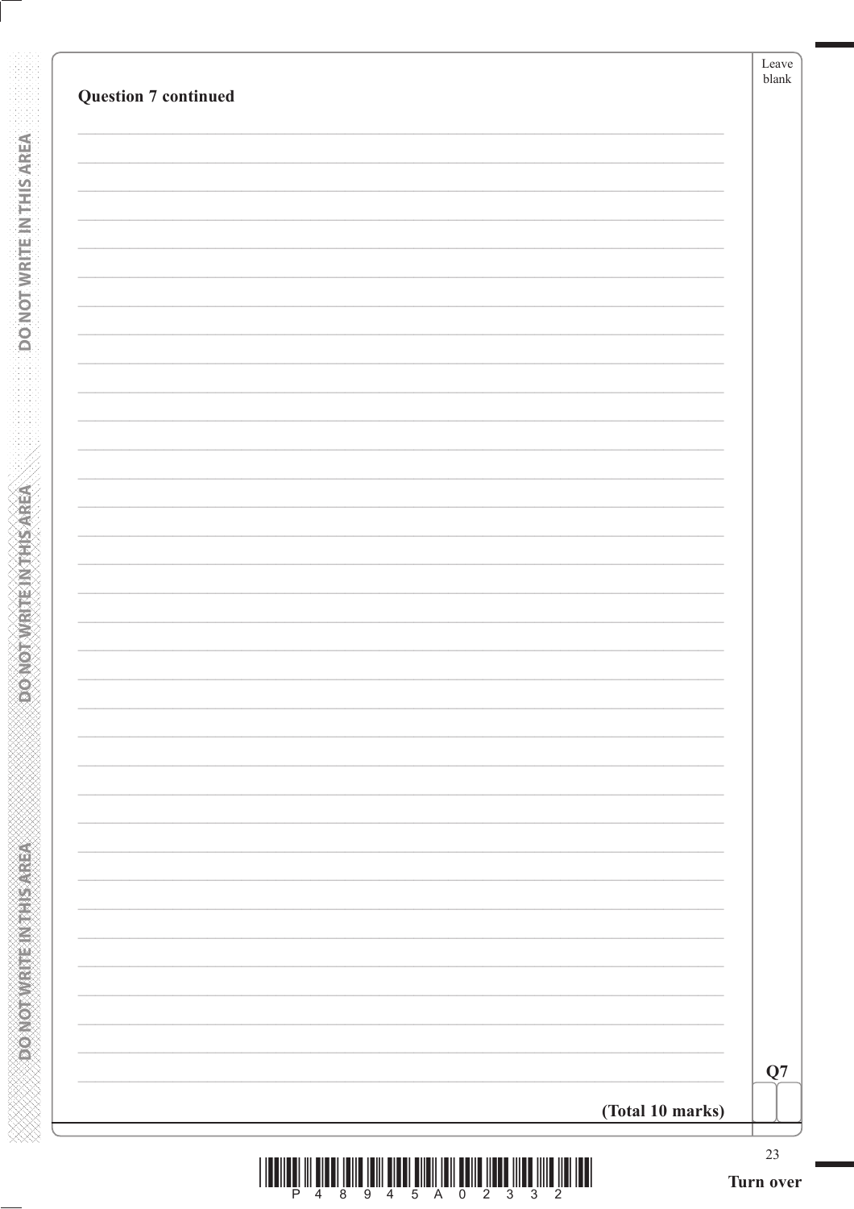**Question 7 continued**

**(Total 10 marks)**

Q7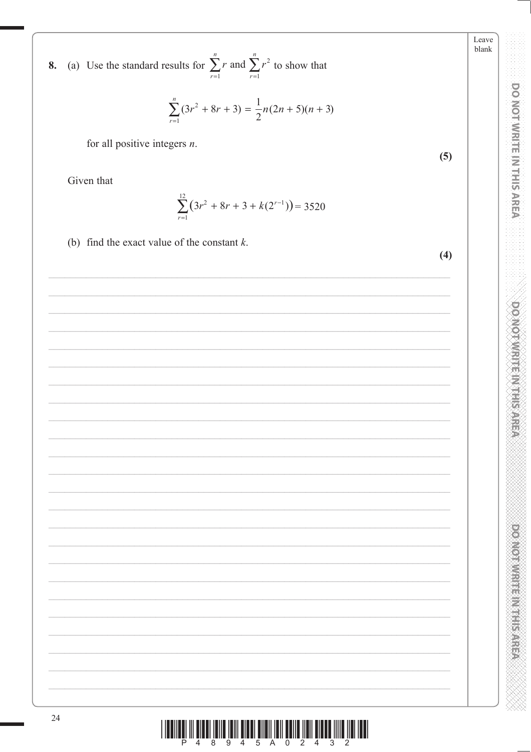**8.** (a) Use the standard results for $\sum_{r=1}^{n} r$ and $\sum_{r=1}^{n} r^2$ to show that

$$\sum_{r=1}^{n}(3r^2 + 8r + 3) = \frac{1}{2}n(2n+5)(n+3)$$

for all positive integers $n$.

**(5)**

Given that

$$\sum_{r=1}^{12}\left(3r^2 + 8r + 3 + k(2^{r-1})\right) = 3520$$

(b) find the exact value of the constant $k$.

**(4)**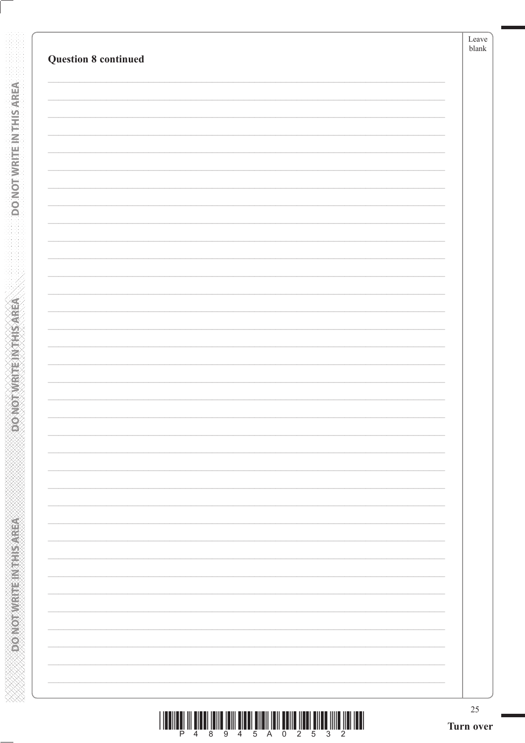**Question 8 continued**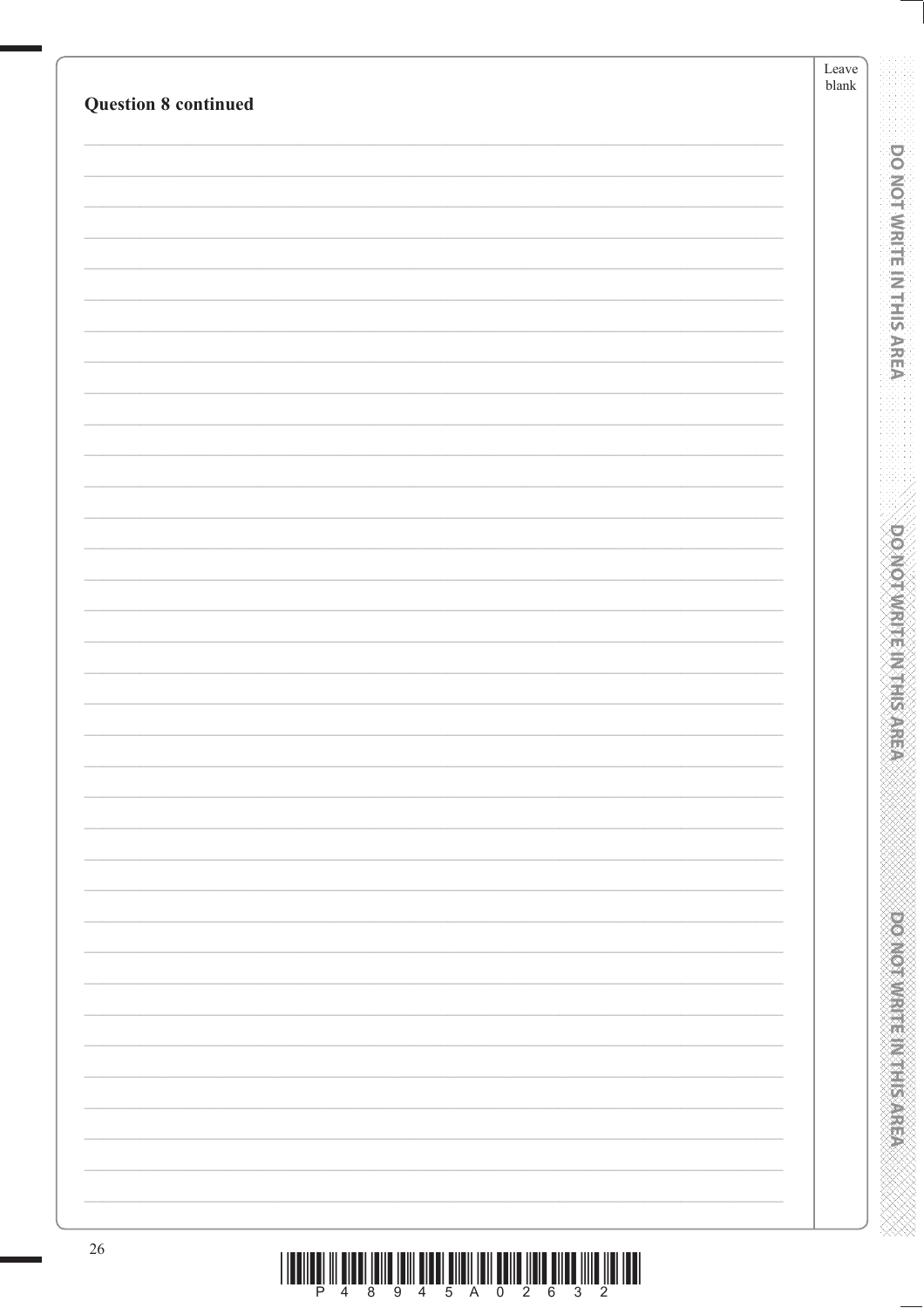**Question 8 continued**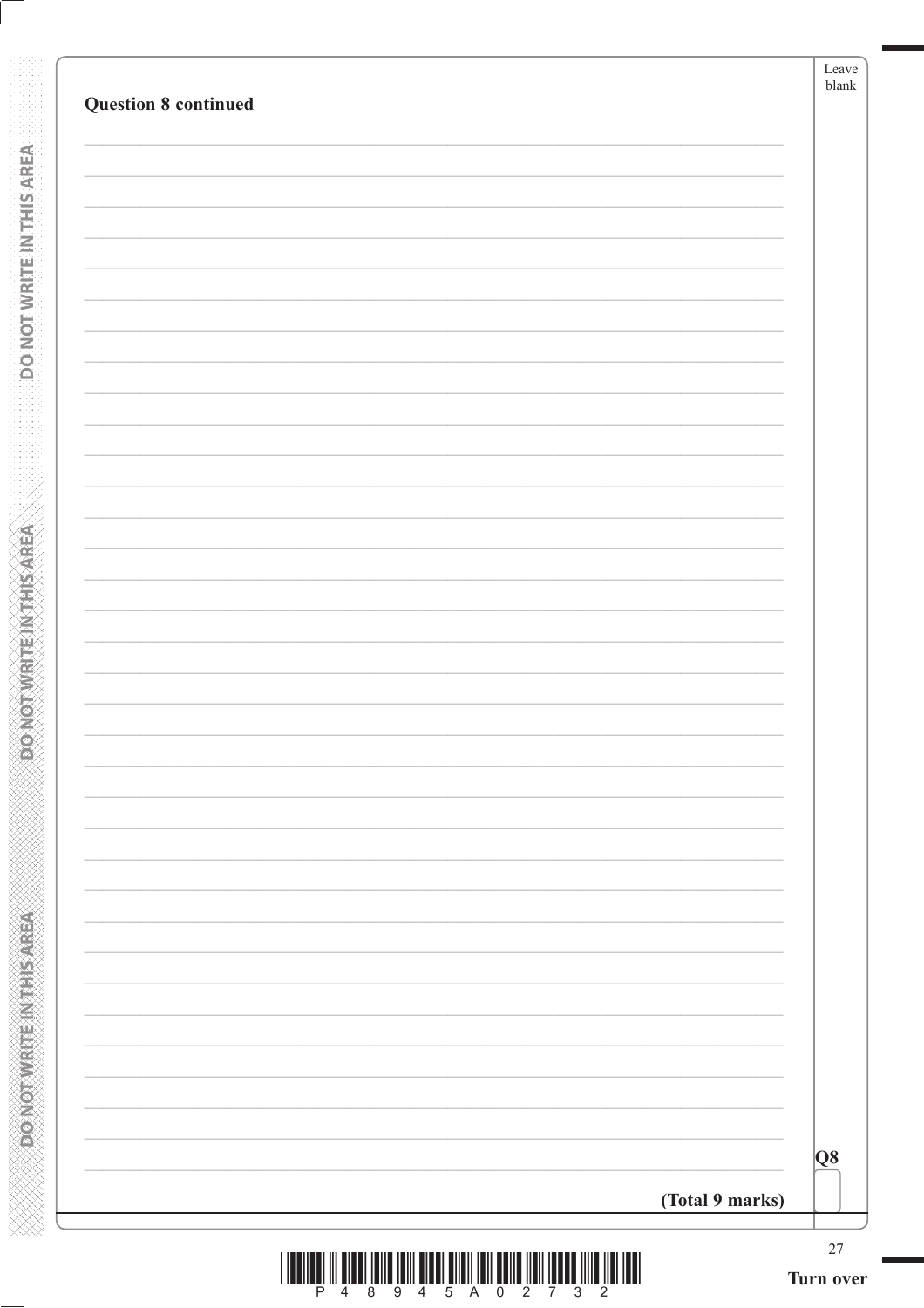**Question 8 continued**

**(Total 9 marks)**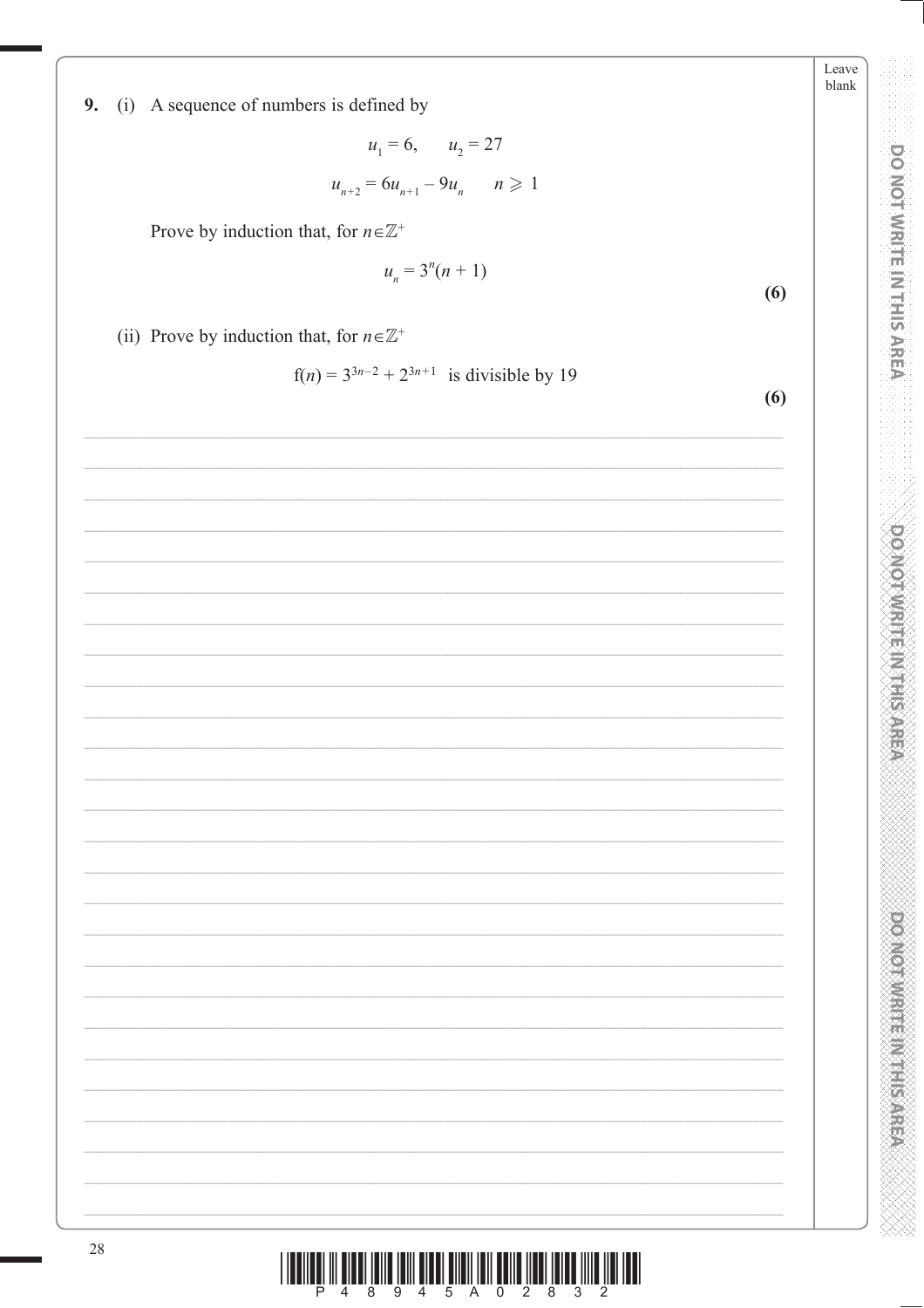**9.** (i) A sequence of numbers is defined by

$$u_1 = 6, \quad u_2 = 27$$

$$u_{n+2} = 6u_{n+1} - 9u_n \quad n \geqslant 1$$

Prove by induction that, for $n \in \mathbb{Z}^+$

$$u_n = 3^n(n + 1)$$

**(6)**

(ii) Prove by induction that, for $n \in \mathbb{Z}^+$

$$f(n) = 3^{3n-2} + 2^{3n+1} \text{ is divisible by 19}$$

**(6)**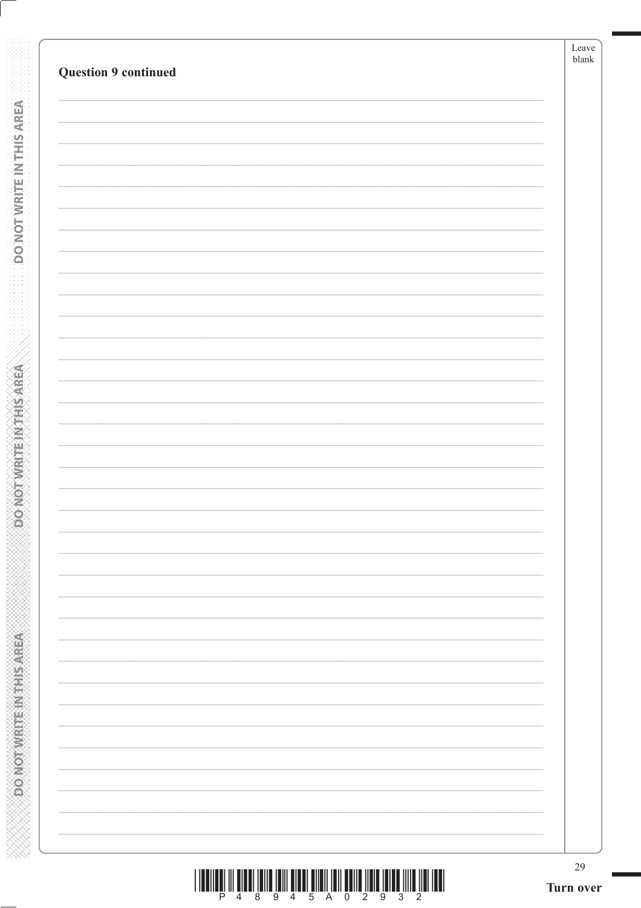**Question 9 continued**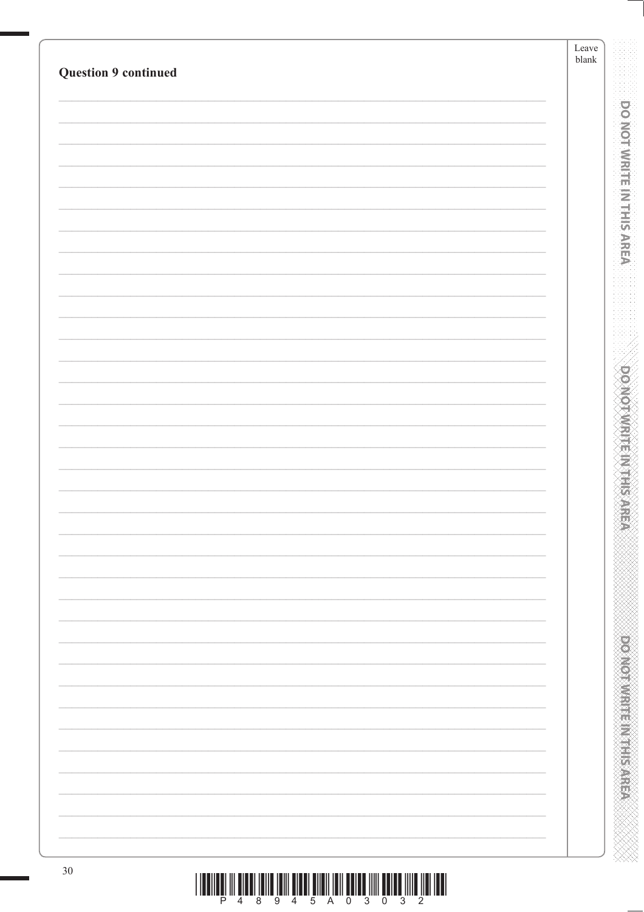**Question 9 continued**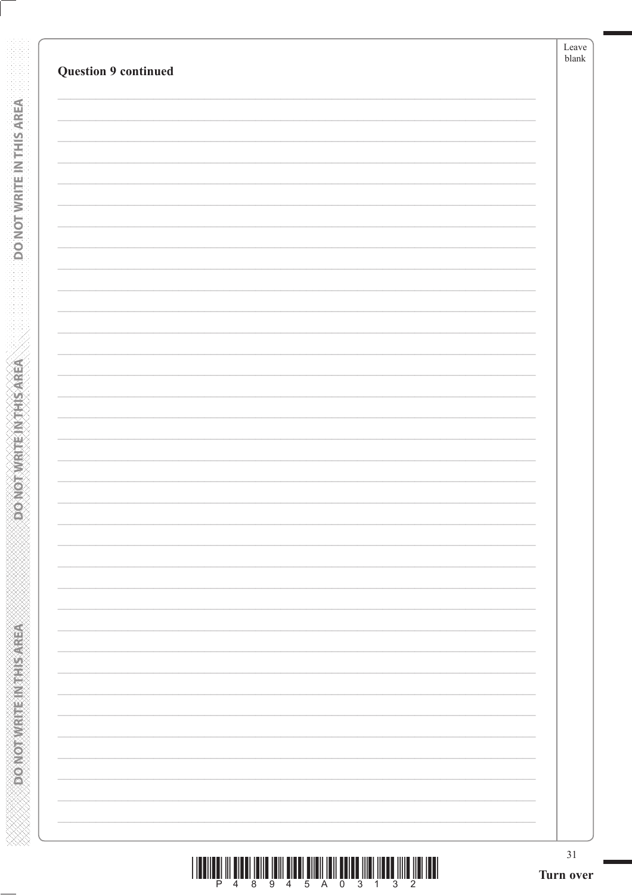**Question 9 continued**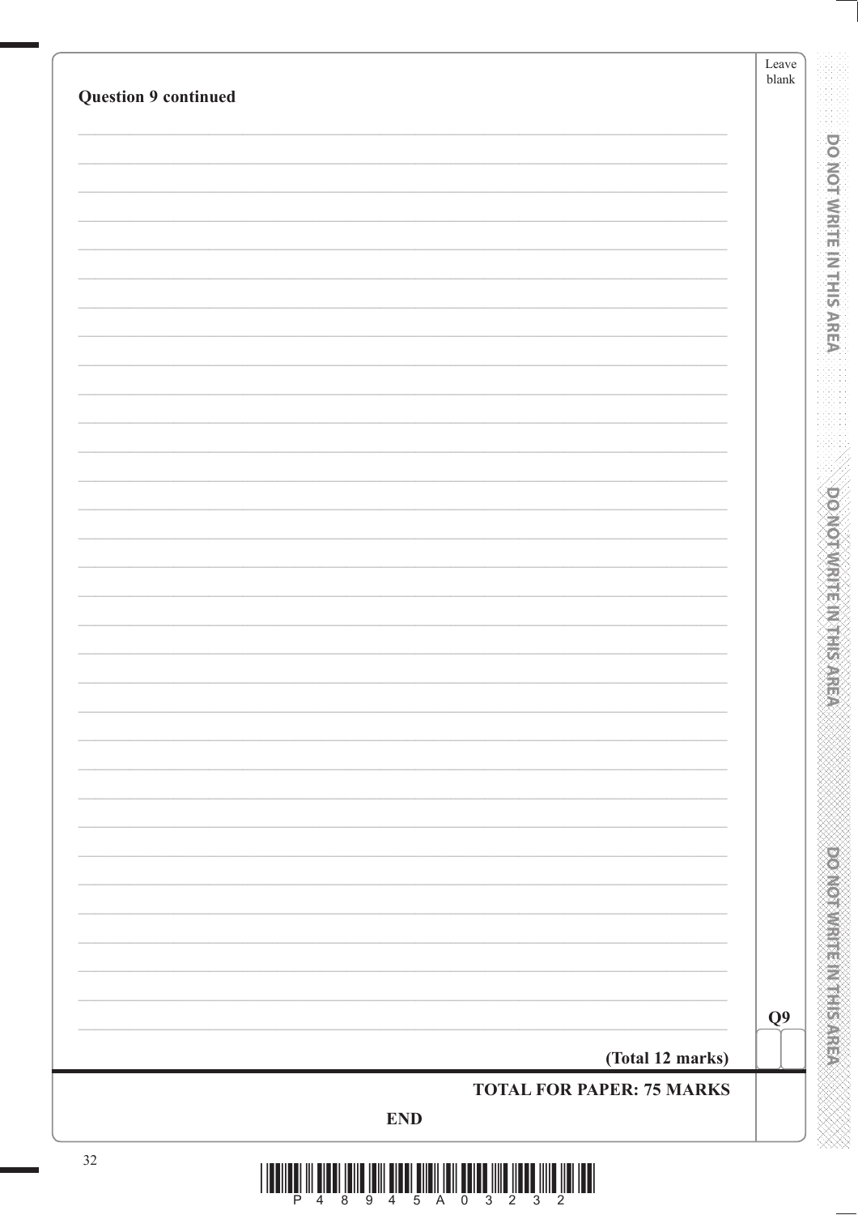**Question 9 continued**

**(Total 12 marks)**

**TOTAL FOR PAPER: 75 MARKS**

**END**